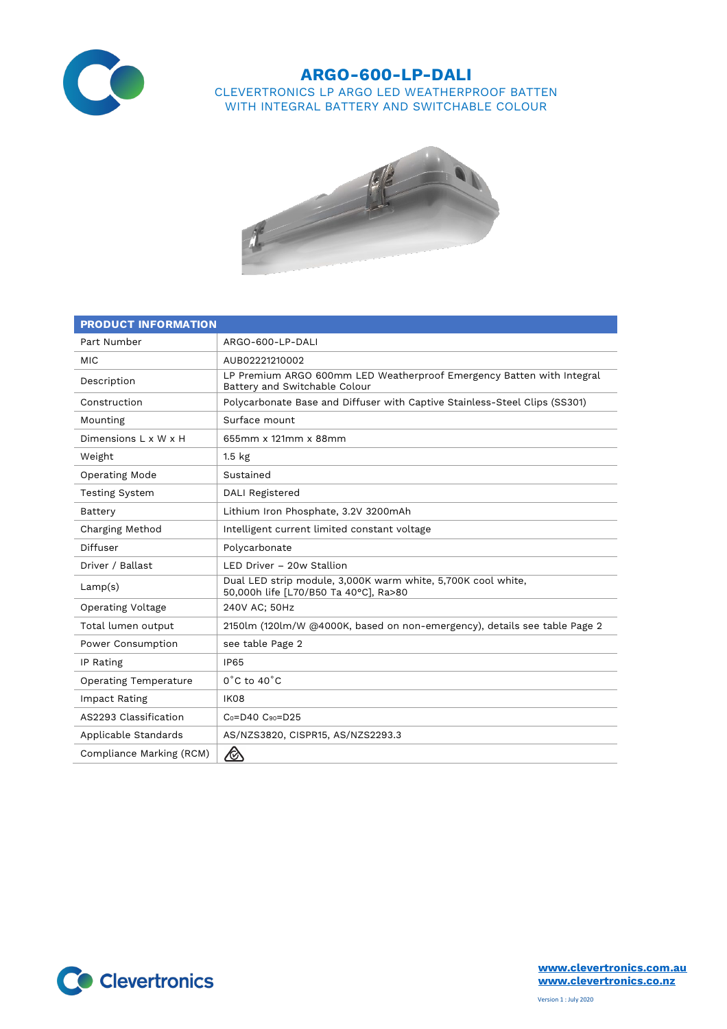# ARGO-600-LP-DALI

CLEVERTRONICS LP ARGO LED WEATHERPROOF BATTEN
WITH INTEGRAL BATTERY AND SWITCHABLE COLOUR

| PRODUCT INFORMATION | |
|---|---|
| Part Number | ARGO-600-LP-DALI |
| MIC | AUB02221210002 |
| Description | LP Premium ARGO 600mm LED Weatherproof Emergency Batten with Integral Battery and Switchable Colour |
| Construction | Polycarbonate Base and Diffuser with Captive Stainless-Steel Clips (SS301) |
| Mounting | Surface mount |
| Dimensions L x W x H | 655mm x 121mm x 88mm |
| Weight | 1.5 kg |
| Operating Mode | Sustained |
| Testing System | DALI Registered |
| Battery | Lithium Iron Phosphate, 3.2V 3200mAh |
| Charging Method | Intelligent current limited constant voltage |
| Diffuser | Polycarbonate |
| Driver / Ballast | LED Driver – 20w Stallion |
| Lamp(s) | Dual LED strip module, 3,000K warm white, 5,700K cool white, 50,000h life [L70/B50 Ta 40°C], Ra>80 |
| Operating Voltage | 240V AC; 50Hz |
| Total lumen output | 2150lm (120lm/W @4000K, based on non-emergency), details see table Page 2 |
| Power Consumption | see table Page 2 |
| IP Rating | IP65 |
| Operating Temperature | 0˚C to 40˚C |
| Impact Rating | IK08 |
| AS2293 Classification | $C_0$=D40 $C_{90}$=D25 |
| Applicable Standards | AS/NZS3820, CISPR15, AS/NZS2293.3 |
| Compliance Marking (RCM) | |

Clevertronics

www.clevertronics.com.au
www.clevertronics.co.nz

Version 1 : July 2020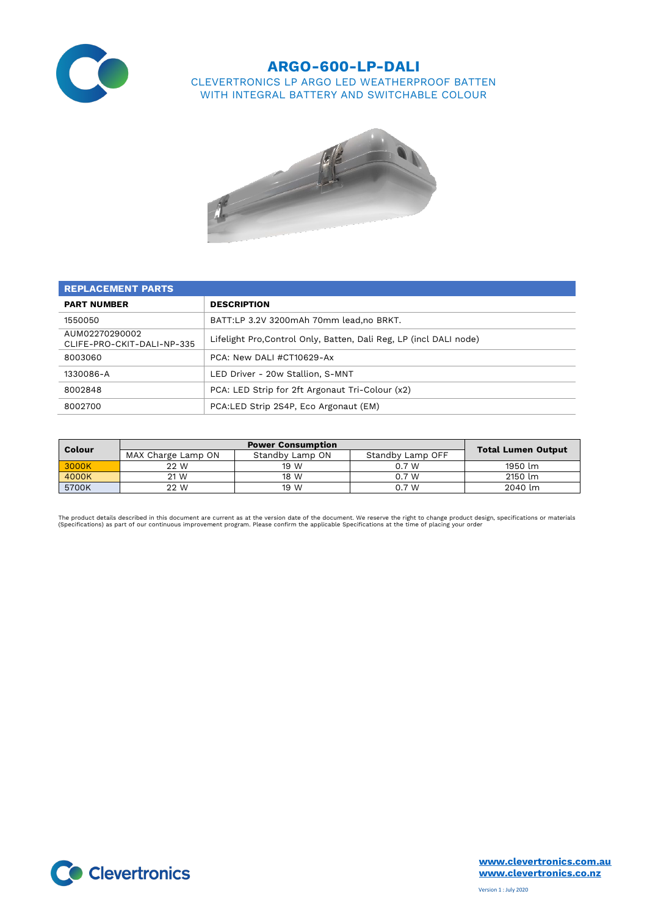# ARGO-600-LP-DALI

CLEVERTRONICS LP ARGO LED WEATHERPROOF BATTEN WITH INTEGRAL BATTERY AND SWITCHABLE COLOUR

## REPLACEMENT PARTS

| PART NUMBER | DESCRIPTION |
|---|---|
| 1550050 | BATT:LP 3.2V 3200mAh 70mm lead,no BRKT. |
| AUM02270290002<br>CLIFE-PRO-CKIT-DALI-NP-335 | Lifelight Pro,Control Only, Batten, Dali Reg, LP (incl DALI node) |
| 8003060 | PCA: New DALI #CT10629-Ax |
| 1330086-A | LED Driver - 20w Stallion, S-MNT |
| 8002848 | PCA: LED Strip for 2ft Argonaut Tri-Colour (x2) |
| 8002700 | PCA:LED Strip 2S4P, Eco Argonaut (EM) |

| Colour | Power Consumption | | | Total Lumen Output |
|---|---|---|---|---|
| | MAX Charge Lamp ON | Standby Lamp ON | Standby Lamp OFF | |
| 3000K | 22 W | 19 W | 0.7 W | 1950 lm |
| 4000K | 21 W | 18 W | 0.7 W | 2150 lm |
| 5700K | 22 W | 19 W | 0.7 W | 2040 lm |

The product details described in this document are current as at the version date of the document. We reserve the right to change product design, specifications or materials (Specifications) as part of our continuous improvement program. Please confirm the applicable Specifications at the time of placing your order

Clevertronics

www.clevertronics.com.au
www.clevertronics.co.nz

Version 1 : July 2020